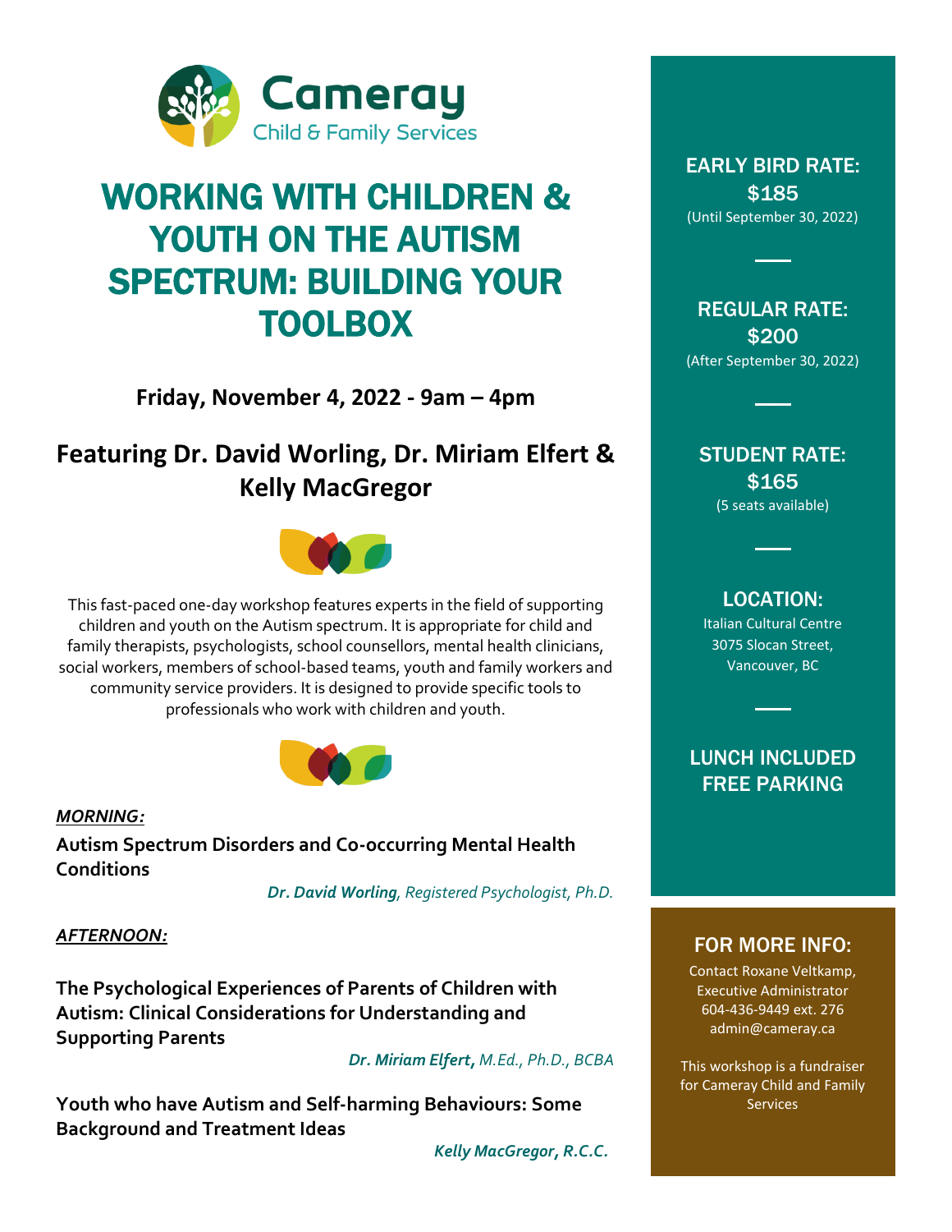**Cameray**
Child & Family Services

# WORKING WITH CHILDREN & YOUTH ON THE AUTISM SPECTRUM: BUILDING YOUR TOOLBOX

**Friday, November 4, 2022 - 9am – 4pm**

## Featuring Dr. David Worling, Dr. Miriam Elfert & Kelly MacGregor

This fast-paced one-day workshop features experts in the field of supporting children and youth on the Autism spectrum. It is appropriate for child and family therapists, psychologists, school counsellors, mental health clinicians, social workers, members of school-based teams, youth and family workers and community service providers. It is designed to provide specific tools to professionals who work with children and youth.

***MORNING:***

**Autism Spectrum Disorders and Co-occurring Mental Health Conditions**

***Dr. David Worling**, Registered Psychologist, Ph.D.*

***AFTERNOON:***

**The Psychological Experiences of Parents of Children with Autism: Clinical Considerations for Understanding and Supporting Parents**

***Dr. Miriam Elfert,** M.Ed., Ph.D., BCBA*

**Youth who have Autism and Self-harming Behaviours: Some Background and Treatment Ideas**

***Kelly MacGregor, R.C.C.***

**EARLY BIRD RATE:**
**$185**
(Until September 30, 2022)

**REGULAR RATE:**
**$200**
(After September 30, 2022)

**STUDENT RATE:**
**$165**
(5 seats available)

**LOCATION:**
Italian Cultural Centre
3075 Slocan Street,
Vancouver, BC

**LUNCH INCLUDED**
**FREE PARKING**

**FOR MORE INFO:**
Contact Roxane Veltkamp,
Executive Administrator
604-436-9449 ext. 276
admin@cameray.ca

This workshop is a fundraiser for Cameray Child and Family Services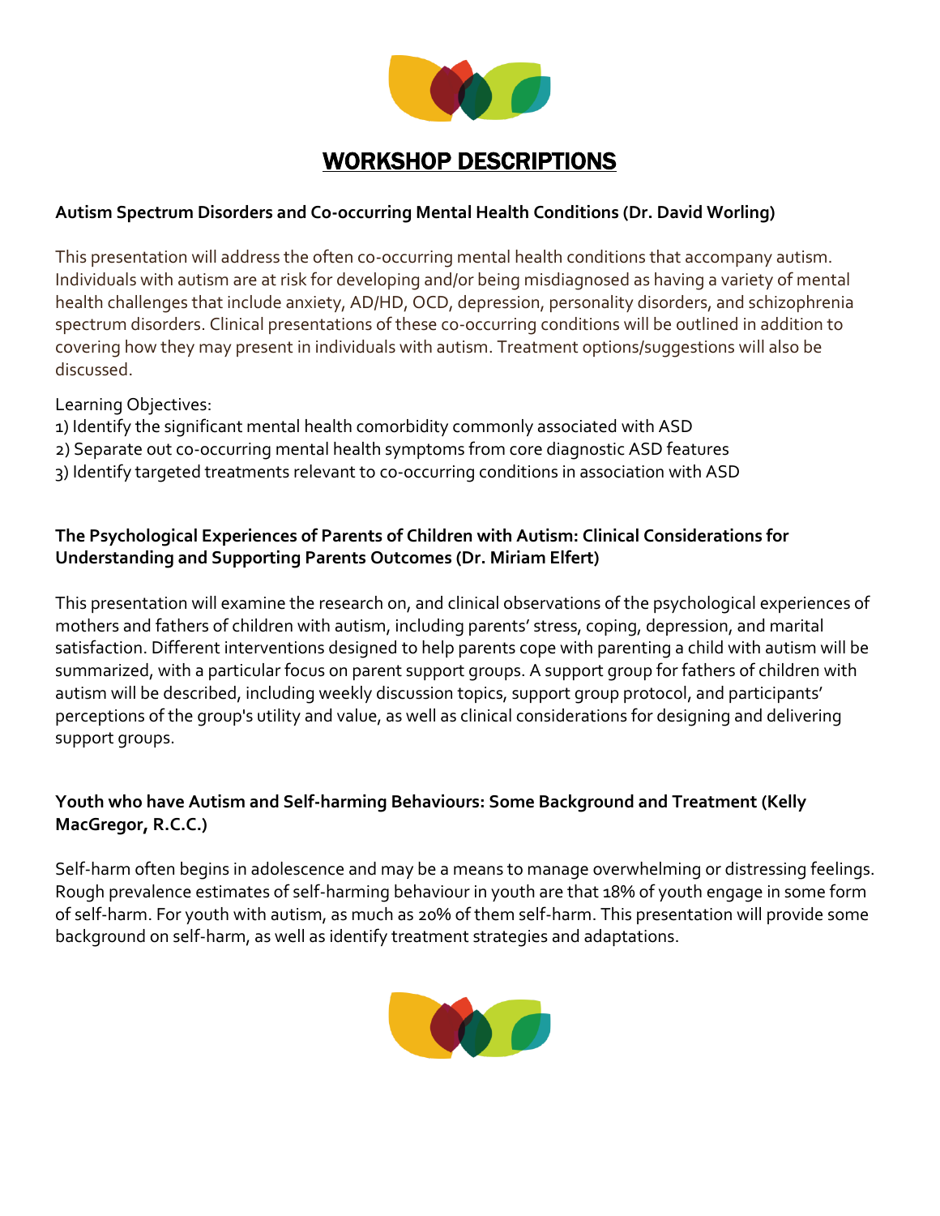# WORKSHOP DESCRIPTIONS

**Autism Spectrum Disorders and Co-occurring Mental Health Conditions (Dr. David Worling)**

This presentation will address the often co-occurring mental health conditions that accompany autism. Individuals with autism are at risk for developing and/or being misdiagnosed as having a variety of mental health challenges that include anxiety, AD/HD, OCD, depression, personality disorders, and schizophrenia spectrum disorders. Clinical presentations of these co-occurring conditions will be outlined in addition to covering how they may present in individuals with autism. Treatment options/suggestions will also be discussed.

Learning Objectives:

1) Identify the significant mental health comorbidity commonly associated with ASD
2) Separate out co-occurring mental health symptoms from core diagnostic ASD features
3) Identify targeted treatments relevant to co-occurring conditions in association with ASD

**The Psychological Experiences of Parents of Children with Autism: Clinical Considerations for Understanding and Supporting Parents Outcomes (Dr. Miriam Elfert)**

This presentation will examine the research on, and clinical observations of the psychological experiences of mothers and fathers of children with autism, including parents' stress, coping, depression, and marital satisfaction. Different interventions designed to help parents cope with parenting a child with autism will be summarized, with a particular focus on parent support groups. A support group for fathers of children with autism will be described, including weekly discussion topics, support group protocol, and participants' perceptions of the group's utility and value, as well as clinical considerations for designing and delivering support groups.

**Youth who have Autism and Self-harming Behaviours: Some Background and Treatment (Kelly MacGregor, R.C.C.)**

Self-harm often begins in adolescence and may be a means to manage overwhelming or distressing feelings. Rough prevalence estimates of self-harming behaviour in youth are that 18% of youth engage in some form of self-harm. For youth with autism, as much as 20% of them self-harm. This presentation will provide some background on self-harm, as well as identify treatment strategies and adaptations.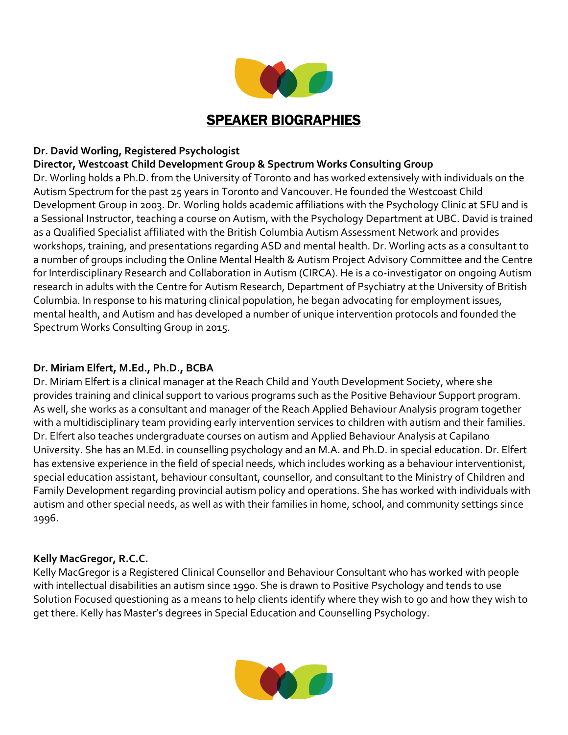# SPEAKER BIOGRAPHIES

**Dr. David Worling, Registered Psychologist**
**Director, Westcoast Child Development Group & Spectrum Works Consulting Group**

Dr. Worling holds a Ph.D. from the University of Toronto and has worked extensively with individuals on the Autism Spectrum for the past 25 years in Toronto and Vancouver. He founded the Westcoast Child Development Group in 2003. Dr. Worling holds academic affiliations with the Psychology Clinic at SFU and is a Sessional Instructor, teaching a course on Autism, with the Psychology Department at UBC. David is trained as a Qualified Specialist affiliated with the British Columbia Autism Assessment Network and provides workshops, training, and presentations regarding ASD and mental health. Dr. Worling acts as a consultant to a number of groups including the Online Mental Health & Autism Project Advisory Committee and the Centre for Interdisciplinary Research and Collaboration in Autism (CIRCA). He is a co-investigator on ongoing Autism research in adults with the Centre for Autism Research, Department of Psychiatry at the University of British Columbia. In response to his maturing clinical population, he began advocating for employment issues, mental health, and Autism and has developed a number of unique intervention protocols and founded the Spectrum Works Consulting Group in 2015.

**Dr. Miriam Elfert, M.Ed., Ph.D., BCBA**

Dr. Miriam Elfert is a clinical manager at the Reach Child and Youth Development Society, where she provides training and clinical support to various programs such as the Positive Behaviour Support program. As well, she works as a consultant and manager of the Reach Applied Behaviour Analysis program together with a multidisciplinary team providing early intervention services to children with autism and their families. Dr. Elfert also teaches undergraduate courses on autism and Applied Behaviour Analysis at Capilano University. She has an M.Ed. in counselling psychology and an M.A. and Ph.D. in special education. Dr. Elfert has extensive experience in the field of special needs, which includes working as a behaviour interventionist, special education assistant, behaviour consultant, counsellor, and consultant to the Ministry of Children and Family Development regarding provincial autism policy and operations. She has worked with individuals with autism and other special needs, as well as with their families in home, school, and community settings since 1996.

**Kelly MacGregor, R.C.C.**

Kelly MacGregor is a Registered Clinical Counsellor and Behaviour Consultant who has worked with people with intellectual disabilities an autism since 1990. She is drawn to Positive Psychology and tends to use Solution Focused questioning as a means to help clients identify where they wish to go and how they wish to get there. Kelly has Master's degrees in Special Education and Counselling Psychology.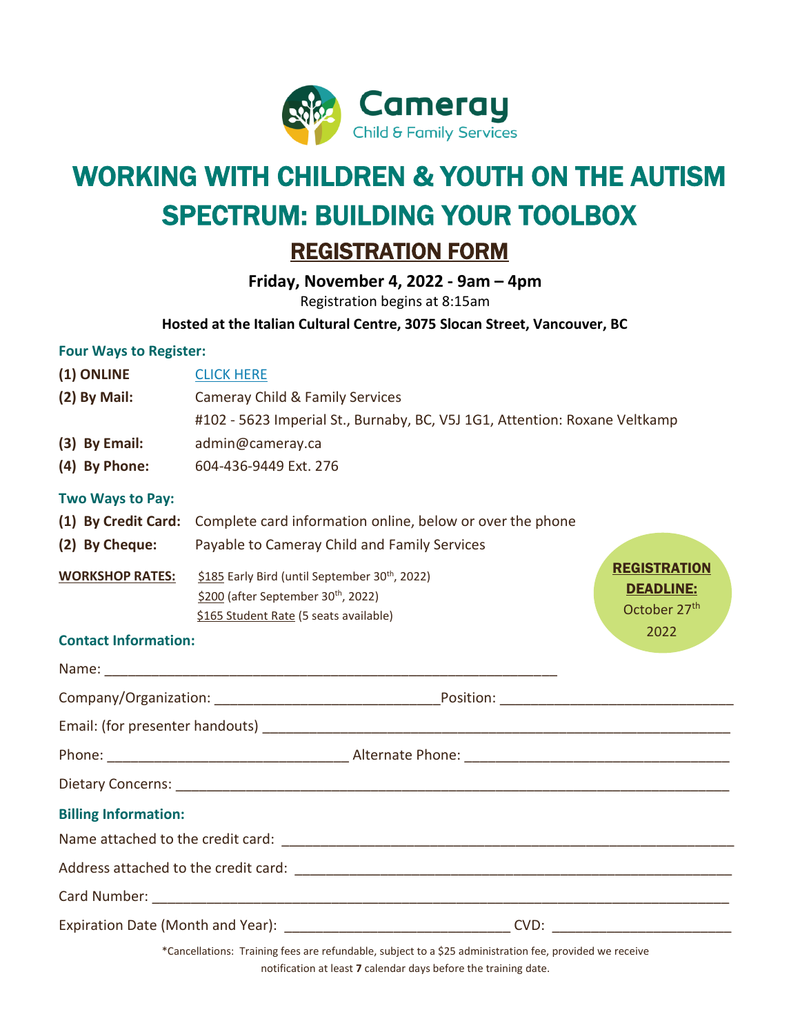Cameray
Child & Family Services

# WORKING WITH CHILDREN & YOUTH ON THE AUTISM SPECTRUM: BUILDING YOUR TOOLBOX

## REGISTRATION FORM

**Friday, November 4, 2022 - 9am – 4pm**

Registration begins at 8:15am

**Hosted at the Italian Cultural Centre, 3075 Slocan Street, Vancouver, BC**

### Four Ways to Register:

**(1) ONLINE** CLICK HERE

**(2) By Mail:** Cameray Child & Family Services
#102 - 5623 Imperial St., Burnaby, BC, V5J 1G1, Attention: Roxane Veltkamp

**(3) By Email:** admin@cameray.ca

**(4) By Phone:** 604-436-9449 Ext. 276

### Two Ways to Pay:

**(1) By Credit Card:** Complete card information online, below or over the phone

**(2) By Cheque:** Payable to Cameray Child and Family Services

**WORKSHOP RATES:**
$185 Early Bird (until September 30th, 2022)
$200 (after September 30th, 2022)
$165 Student Rate (5 seats available)

**REGISTRATION DEADLINE:** October 27th 2022

### Contact Information:

Name: ______________________________________________

Company/Organization: ____________________________ Position: ____________________________

Email: (for presenter handouts) ______________________________________________

Phone: ____________________________ Alternate Phone: ____________________________

Dietary Concerns: ______________________________________________

### Billing Information:

Name attached to the credit card: ______________________________________________

Address attached to the credit card: ______________________________________________

Card Number: ______________________________________________

Expiration Date (Month and Year): ____________________________ CVD: ____________________

*Cancellations: Training fees are refundable, subject to a $25 administration fee, provided we receive notification at least **7** calendar days before the training date.